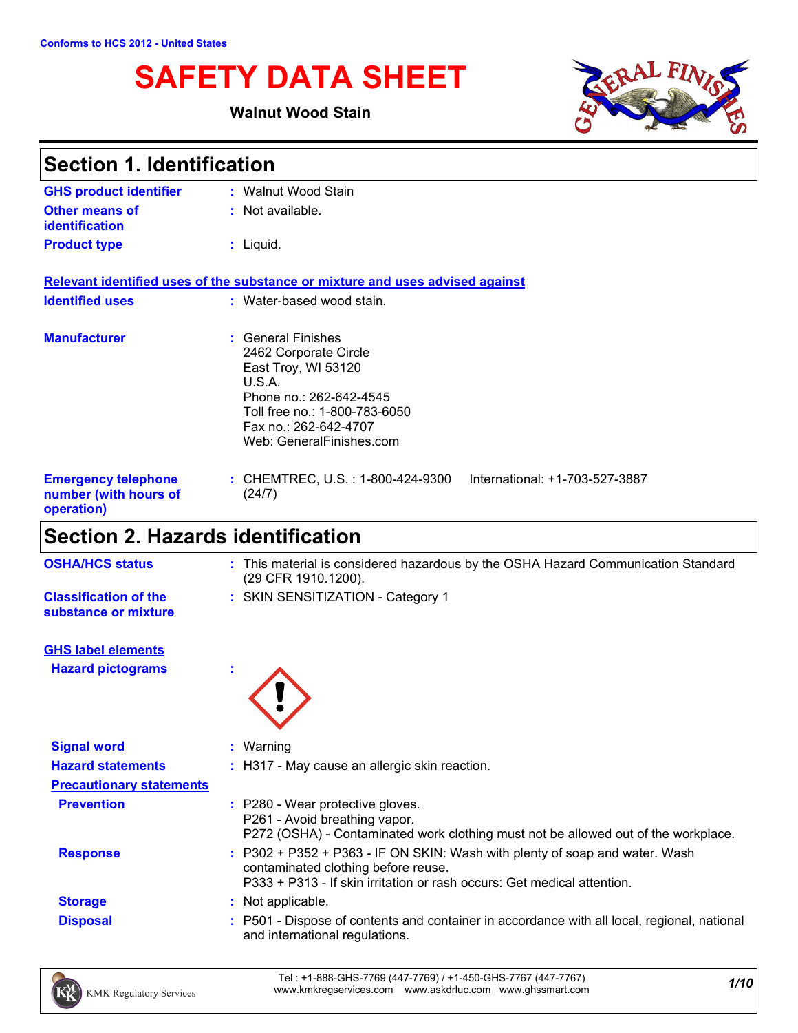Conforms to HCS 2012 - United States

# SAFETY DATA SHEET

**Walnut Wood Stain**

## Section 1. Identification

| | |
|---|---|
| **GHS product identifier** | : Walnut Wood Stain |
| **Other means of identification** | : Not available. |
| **Product type** | : Liquid. |

**Relevant identified uses of the substance or mixture and uses advised against**

| | |
|---|---|
| **Identified uses** | : Water-based wood stain. |
| **Manufacturer** | : General Finishes<br>2462 Corporate Circle<br>East Troy, WI 53120<br>U.S.A.<br>Phone no.: 262-642-4545<br>Toll free no.: 1-800-783-6050<br>Fax no.: 262-642-4707<br>Web: GeneralFinishes.com |
| **Emergency telephone number (with hours of operation)** | : CHEMTREC, U.S. : 1-800-424-9300 International: +1-703-527-3887 (24/7) |

## Section 2. Hazards identification

| | |
|---|---|
| **OSHA/HCS status** | : This material is considered hazardous by the OSHA Hazard Communication Standard (29 CFR 1910.1200). |
| **Classification of the substance or mixture** | : SKIN SENSITIZATION - Category 1 |

**GHS label elements**

| | |
|---|---|
| **Hazard pictograms** | : |
| **Signal word** | : Warning |
| **Hazard statements** | : H317 - May cause an allergic skin reaction. |

**Precautionary statements**

| | |
|---|---|
| **Prevention** | : P280 - Wear protective gloves.<br>P261 - Avoid breathing vapor.<br>P272 (OSHA) - Contaminated work clothing must not be allowed out of the workplace. |
| **Response** | : P302 + P352 + P363 - IF ON SKIN: Wash with plenty of soap and water. Wash contaminated clothing before reuse.<br>P333 + P313 - If skin irritation or rash occurs: Get medical attention. |
| **Storage** | : Not applicable. |
| **Disposal** | : P501 - Dispose of contents and container in accordance with all local, regional, national and international regulations. |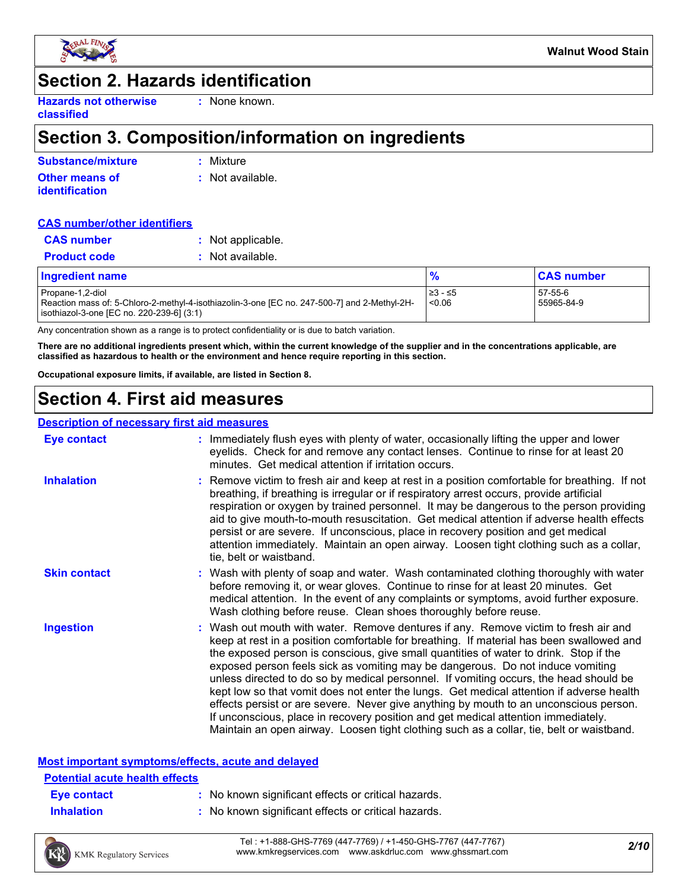## Section 2. Hazards identification

**Hazards not otherwise classified** : None known.

## Section 3. Composition/information on ingredients

**Substance/mixture** : Mixture

**Other means of identification** : Not available.

**CAS number/other identifiers**

**CAS number** : Not applicable.

**Product code** : Not available.

| Ingredient name | % | CAS number |
|---|---|---|
| Propane-1,2-diol | ≥3 - ≤5 | 57-55-6 |
| Reaction mass of: 5-Chloro-2-methyl-4-isothiazolin-3-one [EC no. 247-500-7] and 2-Methyl-2H-isothiazol-3-one [EC no. 220-239-6] (3:1) | <0.06 | 55965-84-9 |

Any concentration shown as a range is to protect confidentiality or is due to batch variation.

**There are no additional ingredients present which, within the current knowledge of the supplier and in the concentrations applicable, are classified as hazardous to health or the environment and hence require reporting in this section.**

**Occupational exposure limits, if available, are listed in Section 8.**

## Section 4. First aid measures

**Description of necessary first aid measures**

**Eye contact** : Immediately flush eyes with plenty of water, occasionally lifting the upper and lower eyelids. Check for and remove any contact lenses. Continue to rinse for at least 20 minutes. Get medical attention if irritation occurs.

**Inhalation** : Remove victim to fresh air and keep at rest in a position comfortable for breathing. If not breathing, if breathing is irregular or if respiratory arrest occurs, provide artificial respiration or oxygen by trained personnel. It may be dangerous to the person providing aid to give mouth-to-mouth resuscitation. Get medical attention if adverse health effects persist or are severe. If unconscious, place in recovery position and get medical attention immediately. Maintain an open airway. Loosen tight clothing such as a collar, tie, belt or waistband.

**Skin contact** : Wash with plenty of soap and water. Wash contaminated clothing thoroughly with water before removing it, or wear gloves. Continue to rinse for at least 20 minutes. Get medical attention. In the event of any complaints or symptoms, avoid further exposure. Wash clothing before reuse. Clean shoes thoroughly before reuse.

**Ingestion** : Wash out mouth with water. Remove dentures if any. Remove victim to fresh air and keep at rest in a position comfortable for breathing. If material has been swallowed and the exposed person is conscious, give small quantities of water to drink. Stop if the exposed person feels sick as vomiting may be dangerous. Do not induce vomiting unless directed to do so by medical personnel. If vomiting occurs, the head should be kept low so that vomit does not enter the lungs. Get medical attention if adverse health effects persist or are severe. Never give anything by mouth to an unconscious person. If unconscious, place in recovery position and get medical attention immediately. Maintain an open airway. Loosen tight clothing such as a collar, tie, belt or waistband.

**Most important symptoms/effects, acute and delayed**

**Potential acute health effects**

**Eye contact** : No known significant effects or critical hazards.

**Inhalation** : No known significant effects or critical hazards.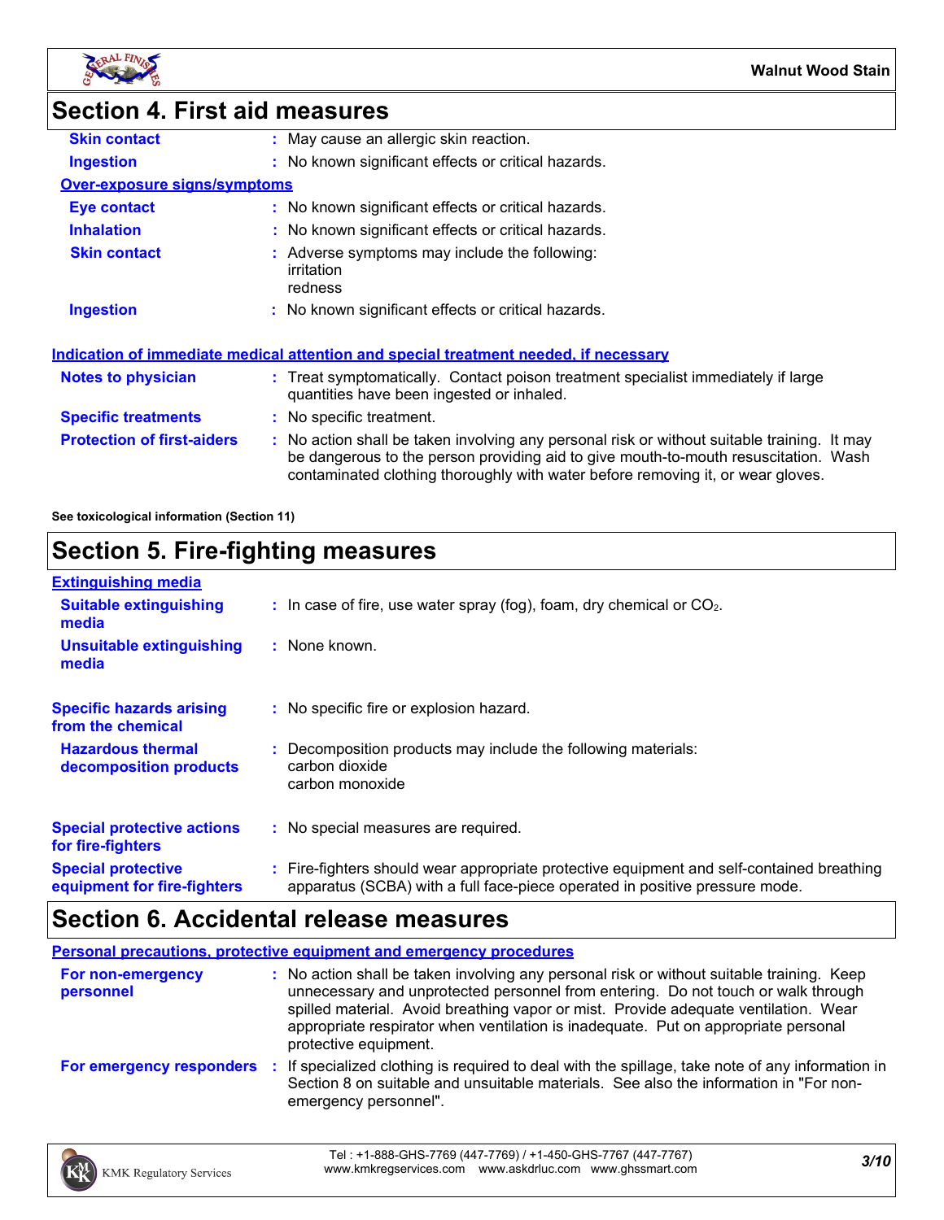## Section 4. First aid measures

| | |
|---|---|
| **Skin contact** | May cause an allergic skin reaction. |
| **Ingestion** | No known significant effects or critical hazards. |

**Over-exposure signs/symptoms**

| | |
|---|---|
| **Eye contact** | No known significant effects or critical hazards. |
| **Inhalation** | No known significant effects or critical hazards. |
| **Skin contact** | Adverse symptoms may include the following:<br>irritation<br>redness |
| **Ingestion** | No known significant effects or critical hazards. |

**Indication of immediate medical attention and special treatment needed, if necessary**

| | |
|---|---|
| **Notes to physician** | Treat symptomatically. Contact poison treatment specialist immediately if large quantities have been ingested or inhaled. |
| **Specific treatments** | No specific treatment. |
| **Protection of first-aiders** | No action shall be taken involving any personal risk or without suitable training. It may be dangerous to the person providing aid to give mouth-to-mouth resuscitation. Wash contaminated clothing thoroughly with water before removing it, or wear gloves. |

**See toxicological information (Section 11)**

## Section 5. Fire-fighting measures

**Extinguishing media**

| | |
|---|---|
| **Suitable extinguishing media** | In case of fire, use water spray (fog), foam, dry chemical or $CO_2$. |
| **Unsuitable extinguishing media** | None known. |
| **Specific hazards arising from the chemical** | No specific fire or explosion hazard. |
| **Hazardous thermal decomposition products** | Decomposition products may include the following materials:<br>carbon dioxide<br>carbon monoxide |
| **Special protective actions for fire-fighters** | No special measures are required. |
| **Special protective equipment for fire-fighters** | Fire-fighters should wear appropriate protective equipment and self-contained breathing apparatus (SCBA) with a full face-piece operated in positive pressure mode. |

## Section 6. Accidental release measures

**Personal precautions, protective equipment and emergency procedures**

| | |
|---|---|
| **For non-emergency personnel** | No action shall be taken involving any personal risk or without suitable training. Keep unnecessary and unprotected personnel from entering. Do not touch or walk through spilled material. Avoid breathing vapor or mist. Provide adequate ventilation. Wear appropriate respirator when ventilation is inadequate. Put on appropriate personal protective equipment. |
| **For emergency responders** | If specialized clothing is required to deal with the spillage, take note of any information in Section 8 on suitable and unsuitable materials. See also the information in "For non-emergency personnel". |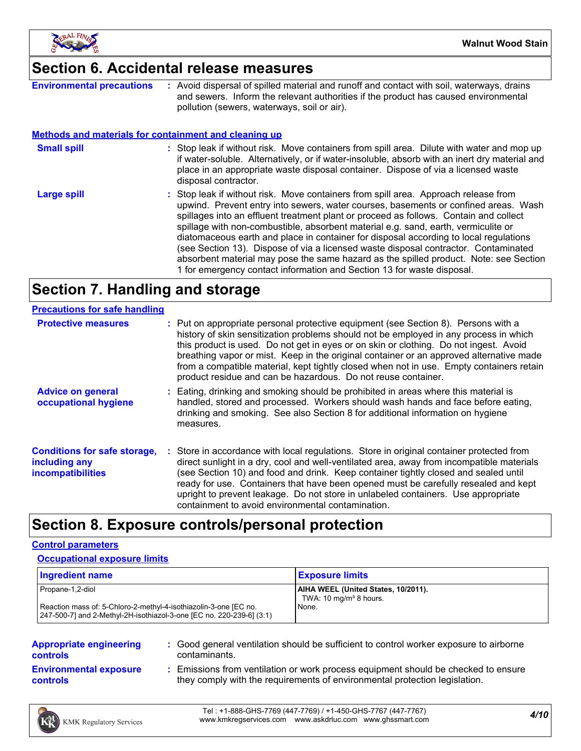## Section 6. Accidental release measures

**Environmental precautions** : Avoid dispersal of spilled material and runoff and contact with soil, waterways, drains and sewers. Inform the relevant authorities if the product has caused environmental pollution (sewers, waterways, soil or air).

### Methods and materials for containment and cleaning up

**Small spill** : Stop leak if without risk. Move containers from spill area. Dilute with water and mop up if water-soluble. Alternatively, or if water-insoluble, absorb with an inert dry material and place in an appropriate waste disposal container. Dispose of via a licensed waste disposal contractor.

**Large spill** : Stop leak if without risk. Move containers from spill area. Approach release from upwind. Prevent entry into sewers, water courses, basements or confined areas. Wash spillages into an effluent treatment plant or proceed as follows. Contain and collect spillage with non-combustible, absorbent material e.g. sand, earth, vermiculite or diatomaceous earth and place in container for disposal according to local regulations (see Section 13). Dispose of via a licensed waste disposal contractor. Contaminated absorbent material may pose the same hazard as the spilled product. Note: see Section 1 for emergency contact information and Section 13 for waste disposal.

## Section 7. Handling and storage

### Precautions for safe handling

**Protective measures** : Put on appropriate personal protective equipment (see Section 8). Persons with a history of skin sensitization problems should not be employed in any process in which this product is used. Do not get in eyes or on skin or clothing. Do not ingest. Avoid breathing vapor or mist. Keep in the original container or an approved alternative made from a compatible material, kept tightly closed when not in use. Empty containers retain product residue and can be hazardous. Do not reuse container.

**Advice on general occupational hygiene** : Eating, drinking and smoking should be prohibited in areas where this material is handled, stored and processed. Workers should wash hands and face before eating, drinking and smoking. See also Section 8 for additional information on hygiene measures.

**Conditions for safe storage, including any incompatibilities** : Store in accordance with local regulations. Store in original container protected from direct sunlight in a dry, cool and well-ventilated area, away from incompatible materials (see Section 10) and food and drink. Keep container tightly closed and sealed until ready for use. Containers that have been opened must be carefully resealed and kept upright to prevent leakage. Do not store in unlabeled containers. Use appropriate containment to avoid environmental contamination.

## Section 8. Exposure controls/personal protection

### Control parameters

#### Occupational exposure limits

| Ingredient name | Exposure limits |
|---|---|
| Propane-1,2-diol | **AIHA WEEL (United States, 10/2011).** TWA: 10 mg/m³ 8 hours. |
| Reaction mass of: 5-Chloro-2-methyl-4-isothiazolin-3-one [EC no. 247-500-7] and 2-Methyl-2H-isothiazol-3-one [EC no. 220-239-6] (3:1) | None. |

**Appropriate engineering controls** : Good general ventilation should be sufficient to control worker exposure to airborne contaminants.

**Environmental exposure controls** : Emissions from ventilation or work process equipment should be checked to ensure they comply with the requirements of environmental protection legislation.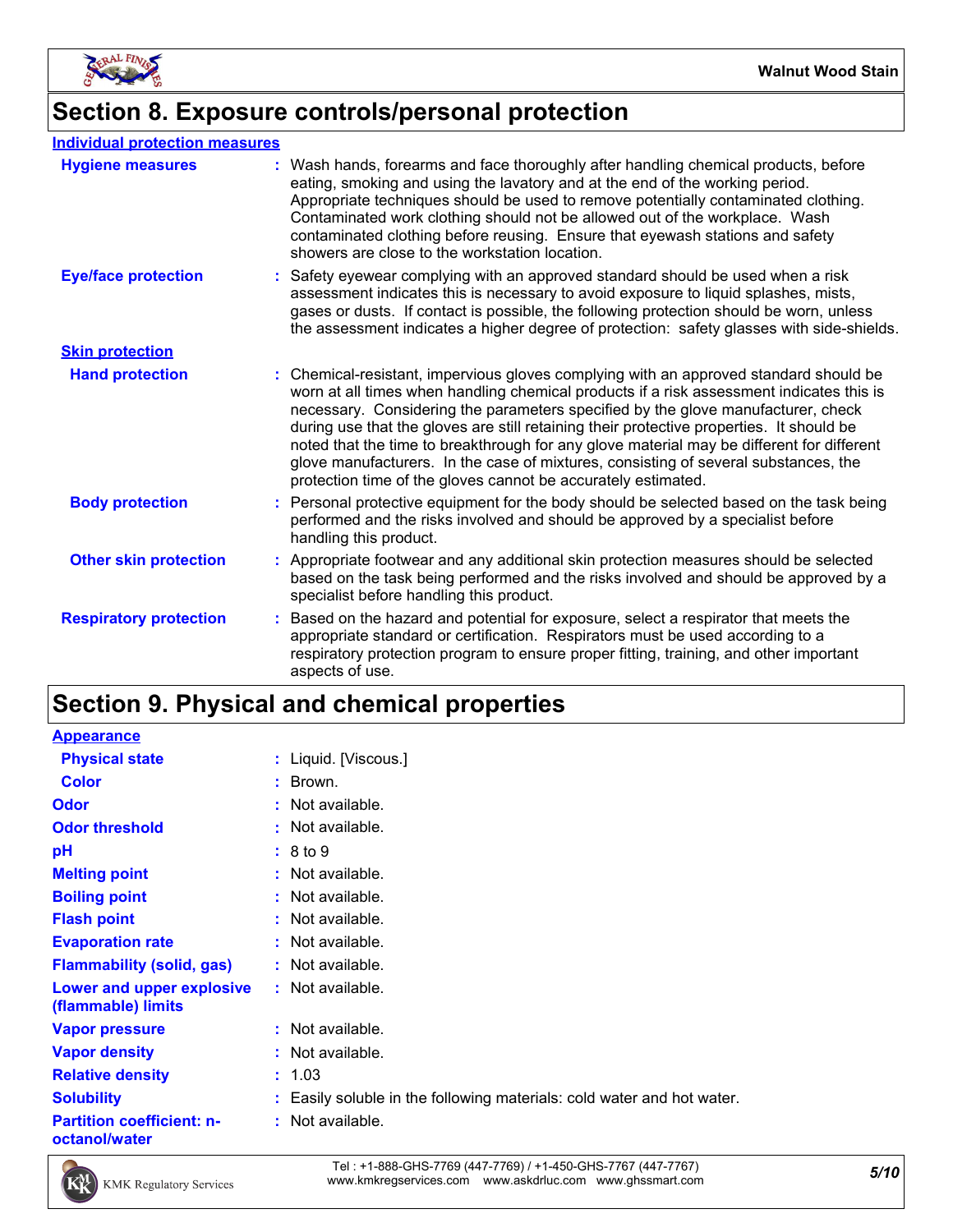## Section 8. Exposure controls/personal protection

**Individual protection measures**

| | |
|---|---|
| **Hygiene measures** | : Wash hands, forearms and face thoroughly after handling chemical products, before eating, smoking and using the lavatory and at the end of the working period. Appropriate techniques should be used to remove potentially contaminated clothing. Contaminated work clothing should not be allowed out of the workplace. Wash contaminated clothing before reusing. Ensure that eyewash stations and safety showers are close to the workstation location. |
| **Eye/face protection** | : Safety eyewear complying with an approved standard should be used when a risk assessment indicates this is necessary to avoid exposure to liquid splashes, mists, gases or dusts. If contact is possible, the following protection should be worn, unless the assessment indicates a higher degree of protection: safety glasses with side-shields. |
| **Skin protection** | |
| **Hand protection** | : Chemical-resistant, impervious gloves complying with an approved standard should be worn at all times when handling chemical products if a risk assessment indicates this is necessary. Considering the parameters specified by the glove manufacturer, check during use that the gloves are still retaining their protective properties. It should be noted that the time to breakthrough for any glove material may be different for different glove manufacturers. In the case of mixtures, consisting of several substances, the protection time of the gloves cannot be accurately estimated. |
| **Body protection** | : Personal protective equipment for the body should be selected based on the task being performed and the risks involved and should be approved by a specialist before handling this product. |
| **Other skin protection** | : Appropriate footwear and any additional skin protection measures should be selected based on the task being performed and the risks involved and should be approved by a specialist before handling this product. |
| **Respiratory protection** | : Based on the hazard and potential for exposure, select a respirator that meets the appropriate standard or certification. Respirators must be used according to a respiratory protection program to ensure proper fitting, training, and other important aspects of use. |

## Section 9. Physical and chemical properties

**Appearance**

| | |
|---|---|
| **Physical state** | : Liquid. [Viscous.] |
| **Color** | : Brown. |
| **Odor** | : Not available. |
| **Odor threshold** | : Not available. |
| **pH** | : 8 to 9 |
| **Melting point** | : Not available. |
| **Boiling point** | : Not available. |
| **Flash point** | : Not available. |
| **Evaporation rate** | : Not available. |
| **Flammability (solid, gas)** | : Not available. |
| **Lower and upper explosive (flammable) limits** | : Not available. |
| **Vapor pressure** | : Not available. |
| **Vapor density** | : Not available. |
| **Relative density** | : 1.03 |
| **Solubility** | : Easily soluble in the following materials: cold water and hot water. |
| **Partition coefficient: n-octanol/water** | : Not available. |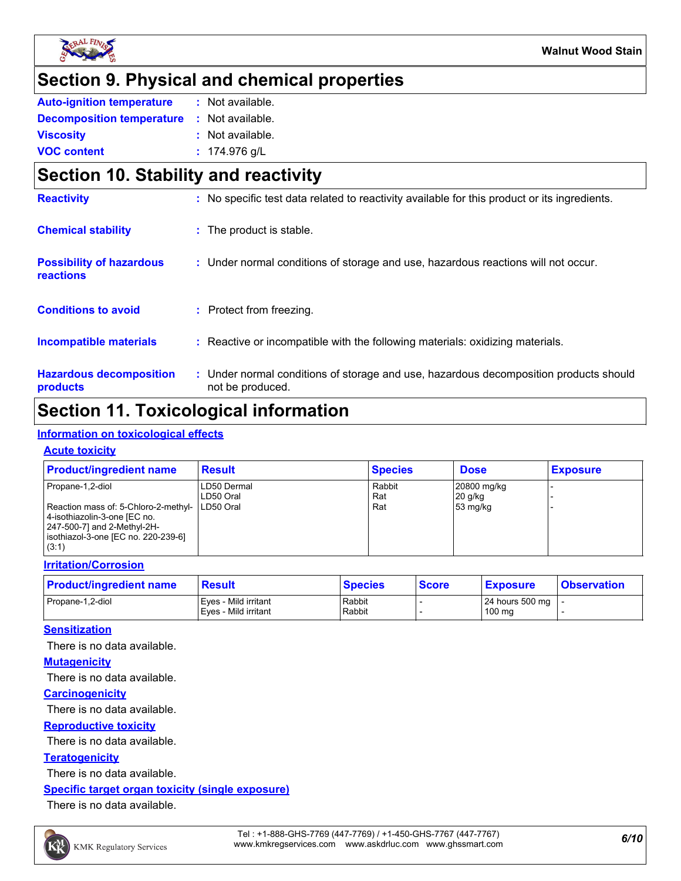## Section 9. Physical and chemical properties

**Auto-ignition temperature** : Not available.

**Decomposition temperature** : Not available.

**Viscosity** : Not available.

**VOC content** : 174.976 g/L

## Section 10. Stability and reactivity

**Reactivity** : No specific test data related to reactivity available for this product or its ingredients.

**Chemical stability** : The product is stable.

**Possibility of hazardous reactions** : Under normal conditions of storage and use, hazardous reactions will not occur.

**Conditions to avoid** : Protect from freezing.

**Incompatible materials** : Reactive or incompatible with the following materials: oxidizing materials.

**Hazardous decomposition products** : Under normal conditions of storage and use, hazardous decomposition products should not be produced.

## Section 11. Toxicological information

### Information on toxicological effects

#### Acute toxicity

| Product/ingredient name | Result | Species | Dose | Exposure |
|---|---|---|---|---|
| Propane-1,2-diol | LD50 Dermal | Rabbit | 20800 mg/kg | - |
| | LD50 Oral | Rat | 20 g/kg | - |
| Reaction mass of: 5-Chloro-2-methyl-4-isothiazolin-3-one [EC no. 247-500-7] and 2-Methyl-2H-isothiazol-3-one [EC no. 220-239-6] (3:1) | LD50 Oral | Rat | 53 mg/kg | - |

#### Irritation/Corrosion

| Product/ingredient name | Result | Species | Score | Exposure | Observation |
|---|---|---|---|---|---|
| Propane-1,2-diol | Eyes - Mild irritant | Rabbit | - | 24 hours 500 mg | - |
| | Eyes - Mild irritant | Rabbit | - | 100 mg | - |

#### Sensitization

There is no data available.

#### Mutagenicity

There is no data available.

#### Carcinogenicity

There is no data available.

#### Reproductive toxicity

There is no data available.

#### Teratogenicity

There is no data available.

#### Specific target organ toxicity (single exposure)

There is no data available.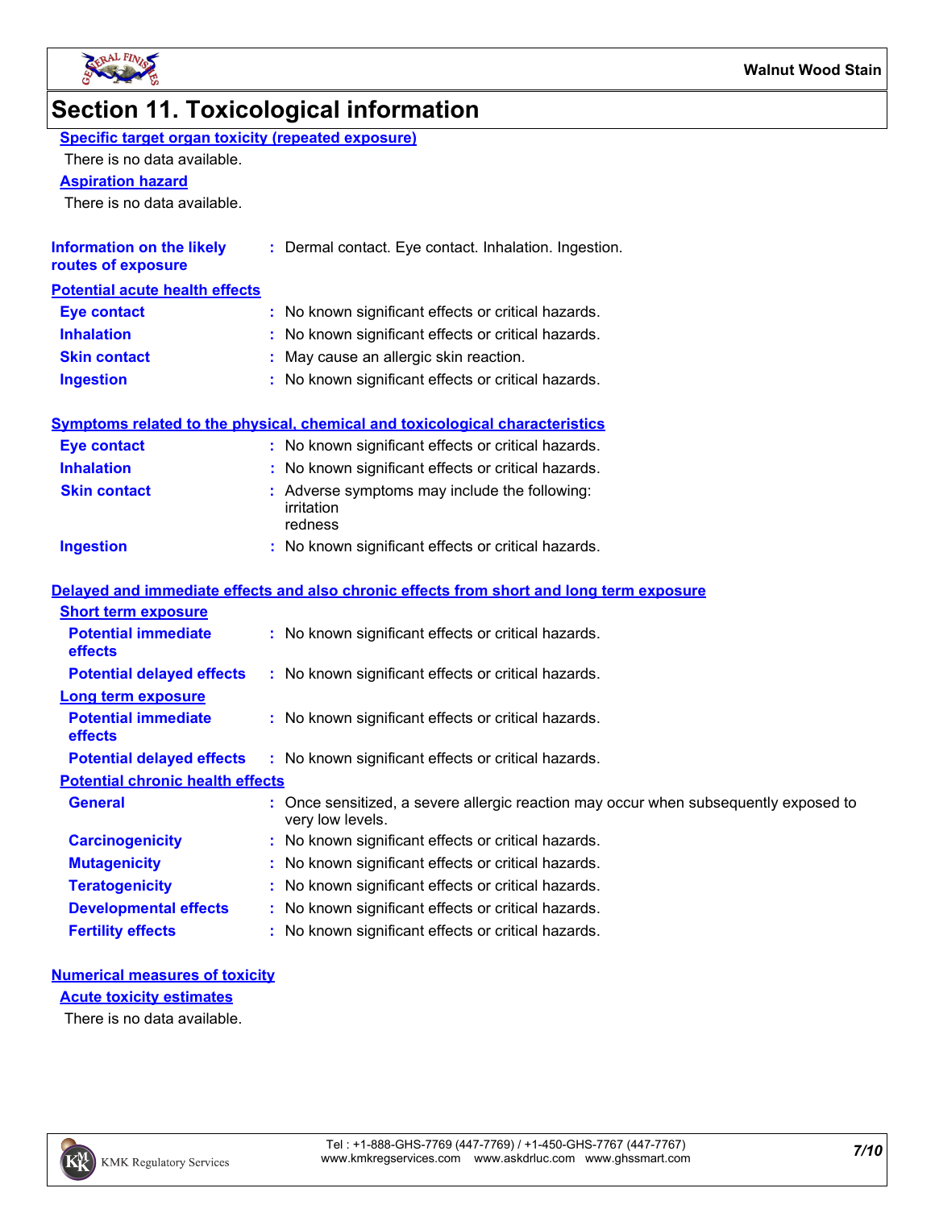# Section 11. Toxicological information

### Specific target organ toxicity (repeated exposure)

There is no data available.

### Aspiration hazard

There is no data available.

**Information on the likely routes of exposure** : Dermal contact. Eye contact. Inhalation. Ingestion.

### Potential acute health effects

**Eye contact** : No known significant effects or critical hazards.

**Inhalation** : No known significant effects or critical hazards.

**Skin contact** : May cause an allergic skin reaction.

**Ingestion** : No known significant effects or critical hazards.

### Symptoms related to the physical, chemical and toxicological characteristics

**Eye contact** : No known significant effects or critical hazards.

**Inhalation** : No known significant effects or critical hazards.

**Skin contact** : Adverse symptoms may include the following:
irritation
redness

**Ingestion** : No known significant effects or critical hazards.

### Delayed and immediate effects and also chronic effects from short and long term exposure

#### Short term exposure

**Potential immediate effects** : No known significant effects or critical hazards.

**Potential delayed effects** : No known significant effects or critical hazards.

#### Long term exposure

**Potential immediate effects** : No known significant effects or critical hazards.

**Potential delayed effects** : No known significant effects or critical hazards.

#### Potential chronic health effects

**General** : Once sensitized, a severe allergic reaction may occur when subsequently exposed to very low levels.

**Carcinogenicity** : No known significant effects or critical hazards.

**Mutagenicity** : No known significant effects or critical hazards.

**Teratogenicity** : No known significant effects or critical hazards.

**Developmental effects** : No known significant effects or critical hazards.

**Fertility effects** : No known significant effects or critical hazards.

### Numerical measures of toxicity

#### Acute toxicity estimates

There is no data available.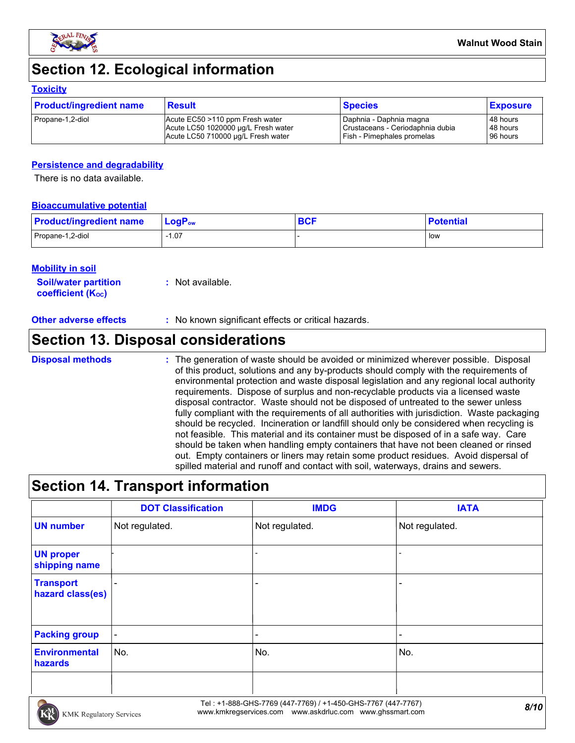## Section 12. Ecological information

### Toxicity

| Product/ingredient name | Result | Species | Exposure |
|---|---|---|---|
| Propane-1,2-diol | Acute EC50 >110 ppm Fresh water<br>Acute LC50 1020000 µg/L Fresh water<br>Acute LC50 710000 µg/L Fresh water | Daphnia - Daphnia magna<br>Crustaceans - Ceriodaphnia dubia<br>Fish - Pimephales promelas | 48 hours<br>48 hours<br>96 hours |

### Persistence and degradability

There is no data available.

### Bioaccumulative potential

| Product/ingredient name | $LogP_{ow}$ | BCF | Potential |
|---|---|---|---|
| Propane-1,2-diol | -1.07 | - | low |

### Mobility in soil

**Soil/water partition coefficient ($K_{OC}$)** : Not available.

**Other adverse effects** : No known significant effects or critical hazards.

## Section 13. Disposal considerations

**Disposal methods** : The generation of waste should be avoided or minimized wherever possible. Disposal of this product, solutions and any by-products should comply with the requirements of environmental protection and waste disposal legislation and any regional local authority requirements. Dispose of surplus and non-recyclable products via a licensed waste disposal contractor. Waste should not be disposed of untreated to the sewer unless fully compliant with the requirements of all authorities with jurisdiction. Waste packaging should be recycled. Incineration or landfill should only be considered when recycling is not feasible. This material and its container must be disposed of in a safe way. Care should be taken when handling empty containers that have not been cleaned or rinsed out. Empty containers or liners may retain some product residues. Avoid dispersal of spilled material and runoff and contact with soil, waterways, drains and sewers.

## Section 14. Transport information

| | DOT Classification | IMDG | IATA |
|---|---|---|---|
| **UN number** | Not regulated. | Not regulated. | Not regulated. |
| **UN proper shipping name** | - | - | - |
| **Transport hazard class(es)** | - | - | - |
| **Packing group** | - | - | - |
| **Environmental hazards** | No. | No. | No. |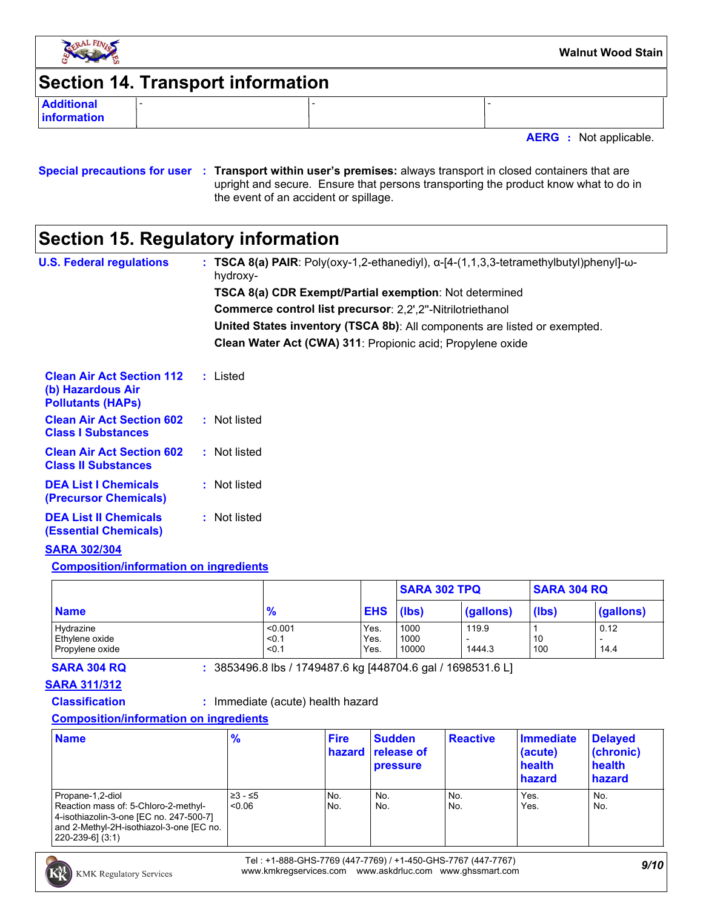## Section 14. Transport information

| Additional information | - | - | - |
|---|---|---|---|

**AERG** : Not applicable.

**Special precautions for user** : **Transport within user's premises:** always transport in closed containers that are upright and secure. Ensure that persons transporting the product know what to do in the event of an accident or spillage.

## Section 15. Regulatory information

**U.S. Federal regulations** : **TSCA 8(a) PAIR**: Poly(oxy-1,2-ethanediyl), α-[4-(1,1,3,3-tetramethylbutyl)phenyl]-ω-hydroxy-

**TSCA 8(a) CDR Exempt/Partial exemption**: Not determined

**Commerce control list precursor**: 2,2',2"-Nitrilotriethanol

**United States inventory (TSCA 8b)**: All components are listed or exempted.

**Clean Water Act (CWA) 311**: Propionic acid; Propylene oxide

**Clean Air Act Section 112 (b) Hazardous Air Pollutants (HAPs)** : Listed

**Clean Air Act Section 602 Class I Substances** : Not listed

**Clean Air Act Section 602 Class II Substances** : Not listed

**DEA List I Chemicals (Precursor Chemicals)** : Not listed

**DEA List II Chemicals (Essential Chemicals)** : Not listed

**SARA 302/304**

**Composition/information on ingredients**

| | | | SARA 302 TPQ | | SARA 304 RQ | |
|---|---|---|---|---|---|---|
| **Name** | **%** | **EHS** | **(lbs)** | **(gallons)** | **(lbs)** | **(gallons)** |
| Hydrazine | <0.001 | Yes. | 1000 | 119.9 | 1 | 0.12 |
| Ethylene oxide | <0.1 | Yes. | 1000 | - | 10 | - |
| Propylene oxide | <0.1 | Yes. | 10000 | 1444.3 | 100 | 14.4 |

**SARA 304 RQ** : 3853496.8 lbs / 1749487.6 kg [448704.6 gal / 1698531.6 L]

**SARA 311/312**

**Classification** : Immediate (acute) health hazard

**Composition/information on ingredients**

| Name | % | Fire hazard | Sudden release of pressure | Reactive | Immediate (acute) health hazard | Delayed (chronic) health hazard |
|---|---|---|---|---|---|---|
| Propane-1,2-diol | ≥3 - ≤5 | No. | No. | No. | Yes. | No. |
| Reaction mass of: 5-Chloro-2-methyl-4-isothiazolin-3-one [EC no. 247-500-7] and 2-Methyl-2H-isothiazol-3-one [EC no. 220-239-6] (3:1) | <0.06 | No. | No. | No. | Yes. | No. |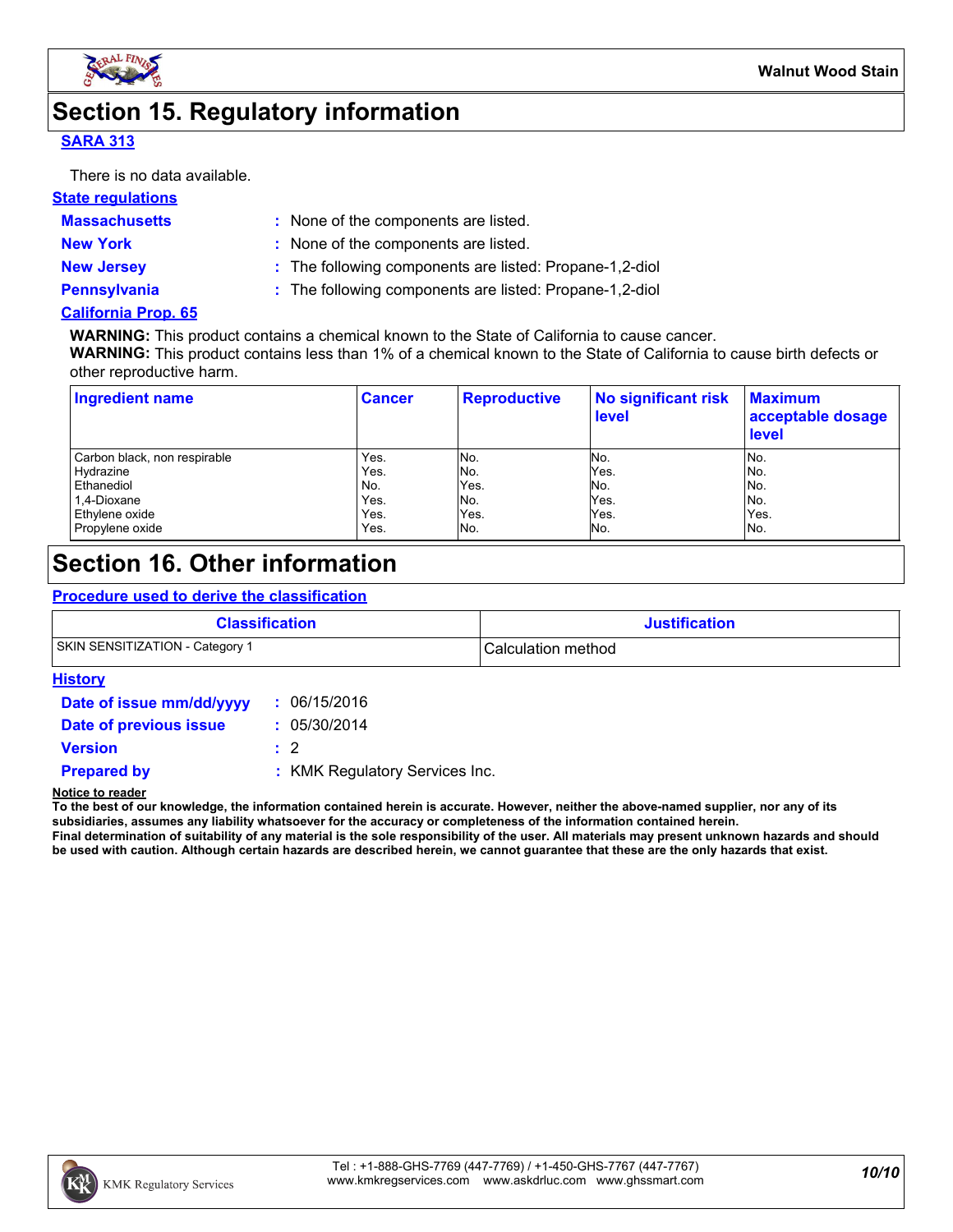# Section 15. Regulatory information

**SARA 313**

There is no data available.

**State regulations**

**Massachusetts** : None of the components are listed.

**New York** : None of the components are listed.

**New Jersey** : The following components are listed: Propane-1,2-diol

**Pennsylvania** : The following components are listed: Propane-1,2-diol

**California Prop. 65**

**WARNING:** This product contains a chemical known to the State of California to cause cancer.
**WARNING:** This product contains less than 1% of a chemical known to the State of California to cause birth defects or other reproductive harm.

| Ingredient name | Cancer | Reproductive | No significant risk level | Maximum acceptable dosage level |
|---|---|---|---|---|
| Carbon black, non respirable | Yes. | No. | No. | No. |
| Hydrazine | Yes. | No. | Yes. | No. |
| Ethanediol | No. | Yes. | No. | No. |
| 1,4-Dioxane | Yes. | No. | Yes. | No. |
| Ethylene oxide | Yes. | Yes. | Yes. | Yes. |
| Propylene oxide | Yes. | No. | No. | No. |

# Section 16. Other information

**Procedure used to derive the classification**

| Classification | Justification |
|---|---|
| SKIN SENSITIZATION - Category 1 | Calculation method |

**History**

**Date of issue mm/dd/yyyy** : 06/15/2016

**Date of previous issue** : 05/30/2014

**Version** : 2

**Prepared by** : KMK Regulatory Services Inc.

**Notice to reader**

**To the best of our knowledge, the information contained herein is accurate. However, neither the above-named supplier, nor any of its subsidiaries, assumes any liability whatsoever for the accuracy or completeness of the information contained herein.**
**Final determination of suitability of any material is the sole responsibility of the user. All materials may present unknown hazards and should be used with caution. Although certain hazards are described herein, we cannot guarantee that these are the only hazards that exist.**